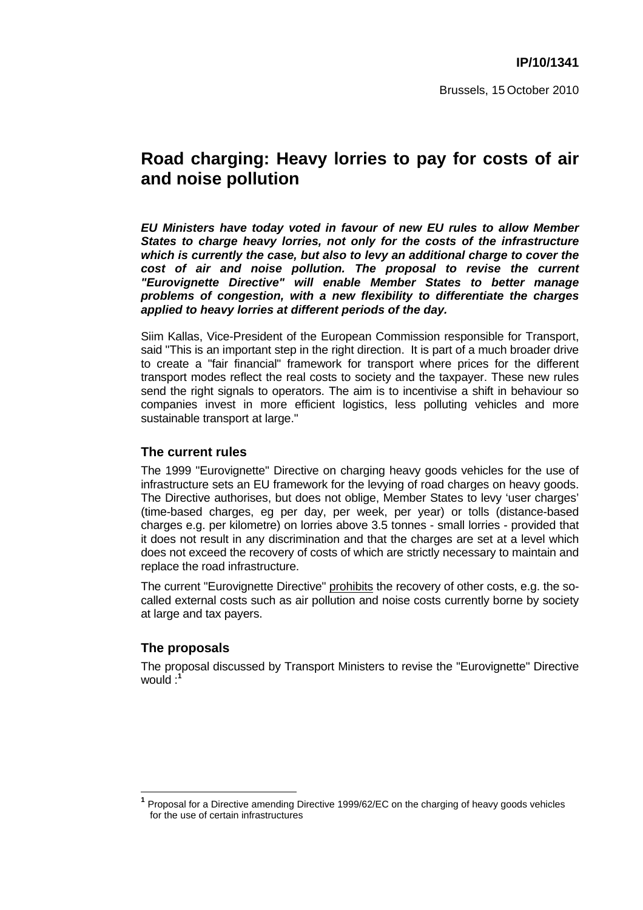**IP/10/1341**

Brussels, 15 October 2010

# Road charging: Heavy lorries to pay for costs of air and noise pollution

***EU Ministers have today voted in favour of new EU rules to allow Member States to charge heavy lorries, not only for the costs of the infrastructure which is currently the case, but also to levy an additional charge to cover the cost of air and noise pollution. The proposal to revise the current "Eurovignette Directive" will enable Member States to better manage problems of congestion, with a new flexibility to differentiate the charges applied to heavy lorries at different periods of the day.***

Siim Kallas, Vice-President of the European Commission responsible for Transport, said "This is an important step in the right direction. It is part of a much broader drive to create a "fair financial" framework for transport where prices for the different transport modes reflect the real costs to society and the taxpayer. These new rules send the right signals to operators. The aim is to incentivise a shift in behaviour so companies invest in more efficient logistics, less polluting vehicles and more sustainable transport at large."

## The current rules

The 1999 "Eurovignette" Directive on charging heavy goods vehicles for the use of infrastructure sets an EU framework for the levying of road charges on heavy goods. The Directive authorises, but does not oblige, Member States to levy 'user charges' (time-based charges, eg per day, per week, per year) or tolls (distance-based charges e.g. per kilometre) on lorries above 3.5 tonnes - small lorries - provided that it does not result in any discrimination and that the charges are set at a level which does not exceed the recovery of costs of which are strictly necessary to maintain and replace the road infrastructure.

The current "Eurovignette Directive" prohibits the recovery of other costs, e.g. the so-called external costs such as air pollution and noise costs currently borne by society at large and tax payers.

## The proposals

The proposal discussed by Transport Ministers to revise the "Eurovignette" Directive would :[1]

[1] Proposal for a Directive amending Directive 1999/62/EC on the charging of heavy goods vehicles for the use of certain infrastructures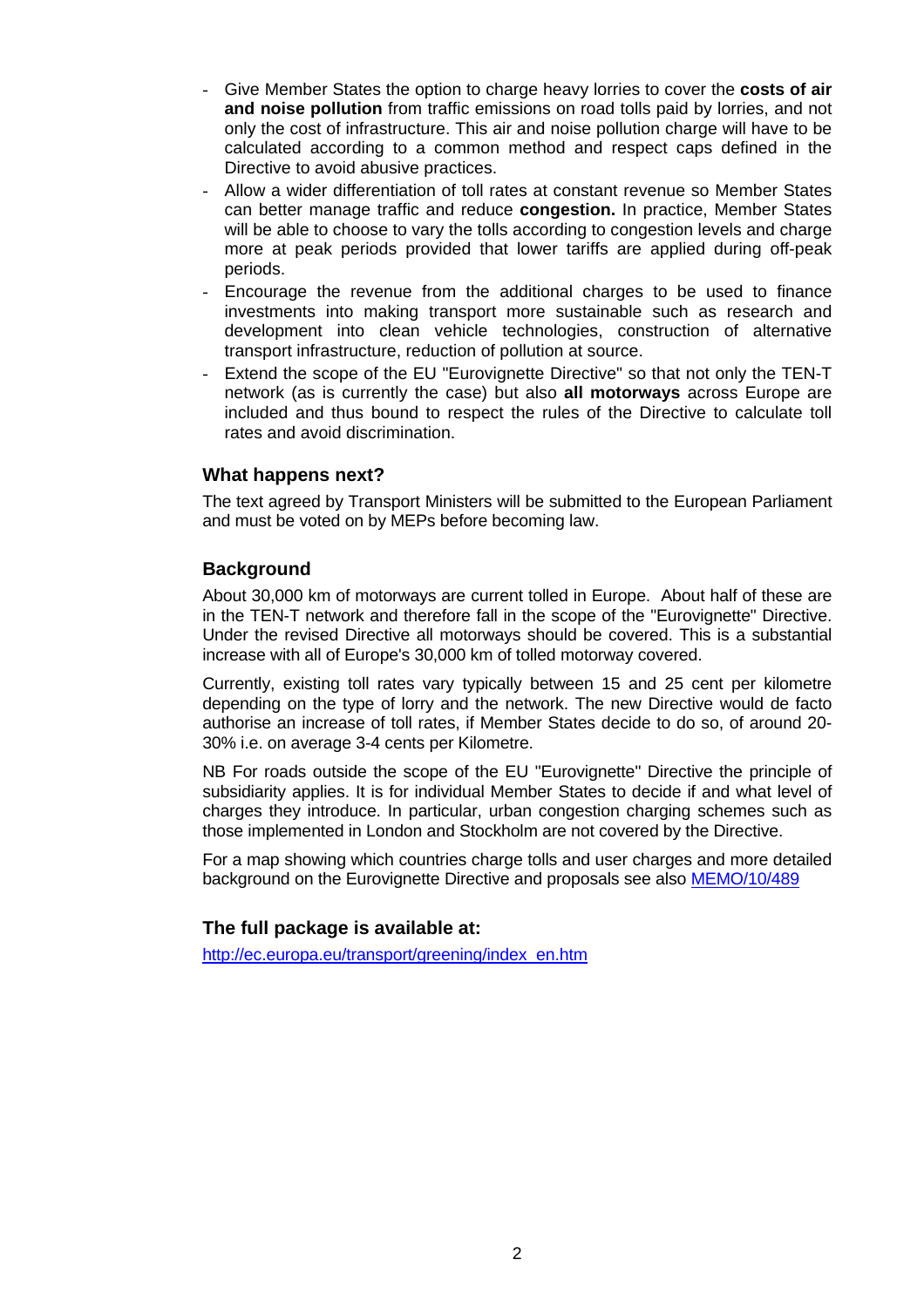- Give Member States the option to charge heavy lorries to cover the **costs of air and noise pollution** from traffic emissions on road tolls paid by lorries, and not only the cost of infrastructure. This air and noise pollution charge will have to be calculated according to a common method and respect caps defined in the Directive to avoid abusive practices.
- Allow a wider differentiation of toll rates at constant revenue so Member States can better manage traffic and reduce **congestion.** In practice, Member States will be able to choose to vary the tolls according to congestion levels and charge more at peak periods provided that lower tariffs are applied during off-peak periods.
- Encourage the revenue from the additional charges to be used to finance investments into making transport more sustainable such as research and development into clean vehicle technologies, construction of alternative transport infrastructure, reduction of pollution at source.
- Extend the scope of the EU "Eurovignette Directive" so that not only the TEN-T network (as is currently the case) but also **all motorways** across Europe are included and thus bound to respect the rules of the Directive to calculate toll rates and avoid discrimination.

### What happens next?

The text agreed by Transport Ministers will be submitted to the European Parliament and must be voted on by MEPs before becoming law.

### Background

About 30,000 km of motorways are current tolled in Europe. About half of these are in the TEN-T network and therefore fall in the scope of the "Eurovignette" Directive. Under the revised Directive all motorways should be covered. This is a substantial increase with all of Europe's 30,000 km of tolled motorway covered.

Currently, existing toll rates vary typically between 15 and 25 cent per kilometre depending on the type of lorry and the network. The new Directive would de facto authorise an increase of toll rates, if Member States decide to do so, of around 20-30% i.e. on average 3-4 cents per Kilometre.

NB For roads outside the scope of the EU "Eurovignette" Directive the principle of subsidiarity applies. It is for individual Member States to decide if and what level of charges they introduce. In particular, urban congestion charging schemes such as those implemented in London and Stockholm are not covered by the Directive.

For a map showing which countries charge tolls and user charges and more detailed background on the Eurovignette Directive and proposals see also [MEMO/10/489](MEMO/10/489)

### The full package is available at:

[http://ec.europa.eu/transport/greening/index_en.htm](http://ec.europa.eu/transport/greening/index_en.htm)